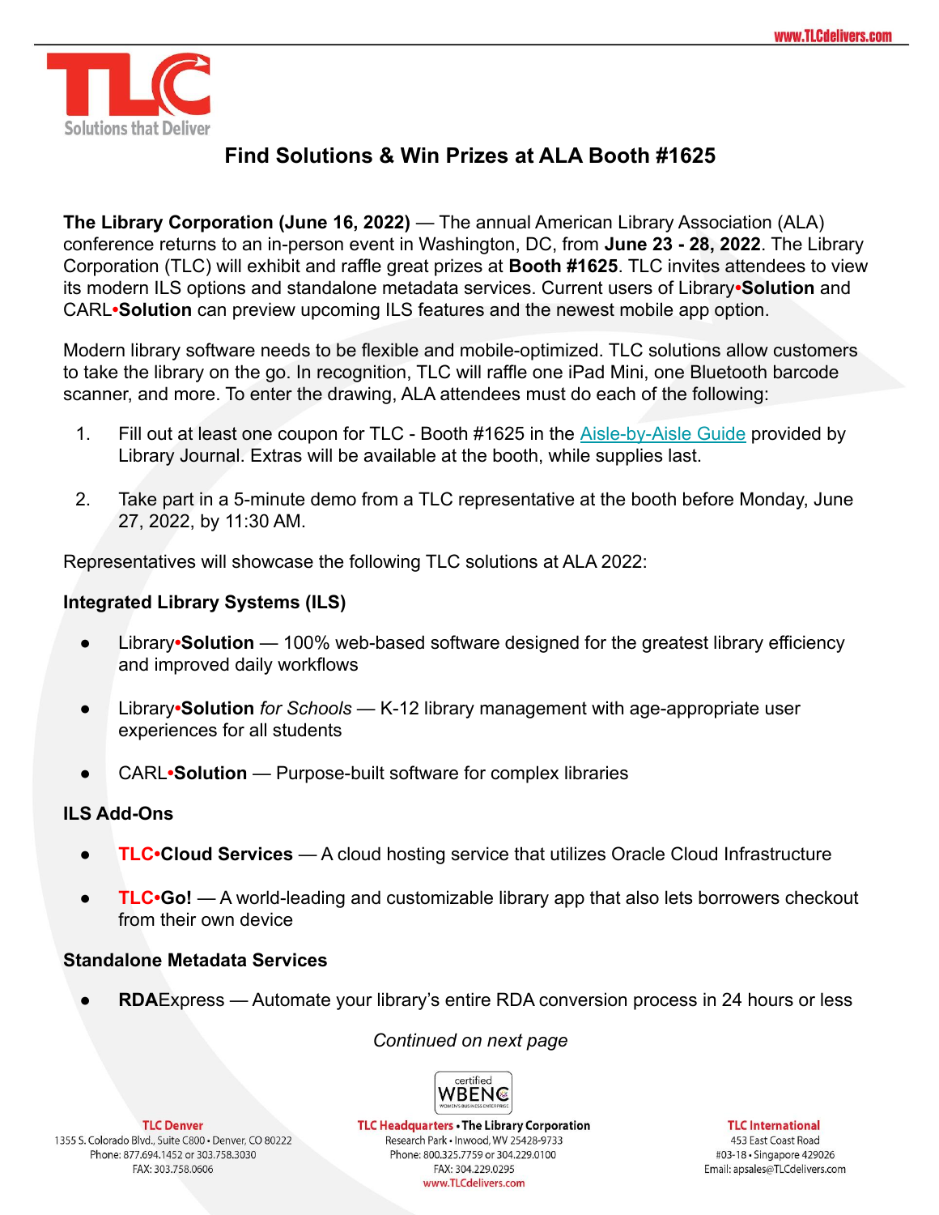# Find Solutions & Win Prizes at ALA Booth #1625

**The Library Corporation (June 16, 2022)** — The annual American Library Association (ALA) conference returns to an in-person event in Washington, DC, from **June 23 - 28, 2022**. The Library Corporation (TLC) will exhibit and raffle great prizes at **Booth #1625**. TLC invites attendees to view its modern ILS options and standalone metadata services. Current users of Library•**Solution** and CARL•**Solution** can preview upcoming ILS features and the newest mobile app option.

Modern library software needs to be flexible and mobile-optimized. TLC solutions allow customers to take the library on the go. In recognition, TLC will raffle one iPad Mini, one Bluetooth barcode scanner, and more. To enter the drawing, ALA attendees must do each of the following:

1. Fill out at least one coupon for TLC - Booth #1625 in the Aisle-by-Aisle Guide provided by Library Journal. Extras will be available at the booth, while supplies last.
2. Take part in a 5-minute demo from a TLC representative at the booth before Monday, June 27, 2022, by 11:30 AM.

Representatives will showcase the following TLC solutions at ALA 2022:

**Integrated Library Systems (ILS)**

- Library•**Solution** — 100% web-based software designed for the greatest library efficiency and improved daily workflows
- Library•**Solution** *for Schools* — K-12 library management with age-appropriate user experiences for all students
- CARL•**Solution** — Purpose-built software for complex libraries

**ILS Add-Ons**

- **TLC•Cloud Services** — A cloud hosting service that utilizes Oracle Cloud Infrastructure
- **TLC•Go!** — A world-leading and customizable library app that also lets borrowers checkout from their own device

**Standalone Metadata Services**

- **RDA**Express — Automate your library's entire RDA conversion process in 24 hours or less

*Continued on next page*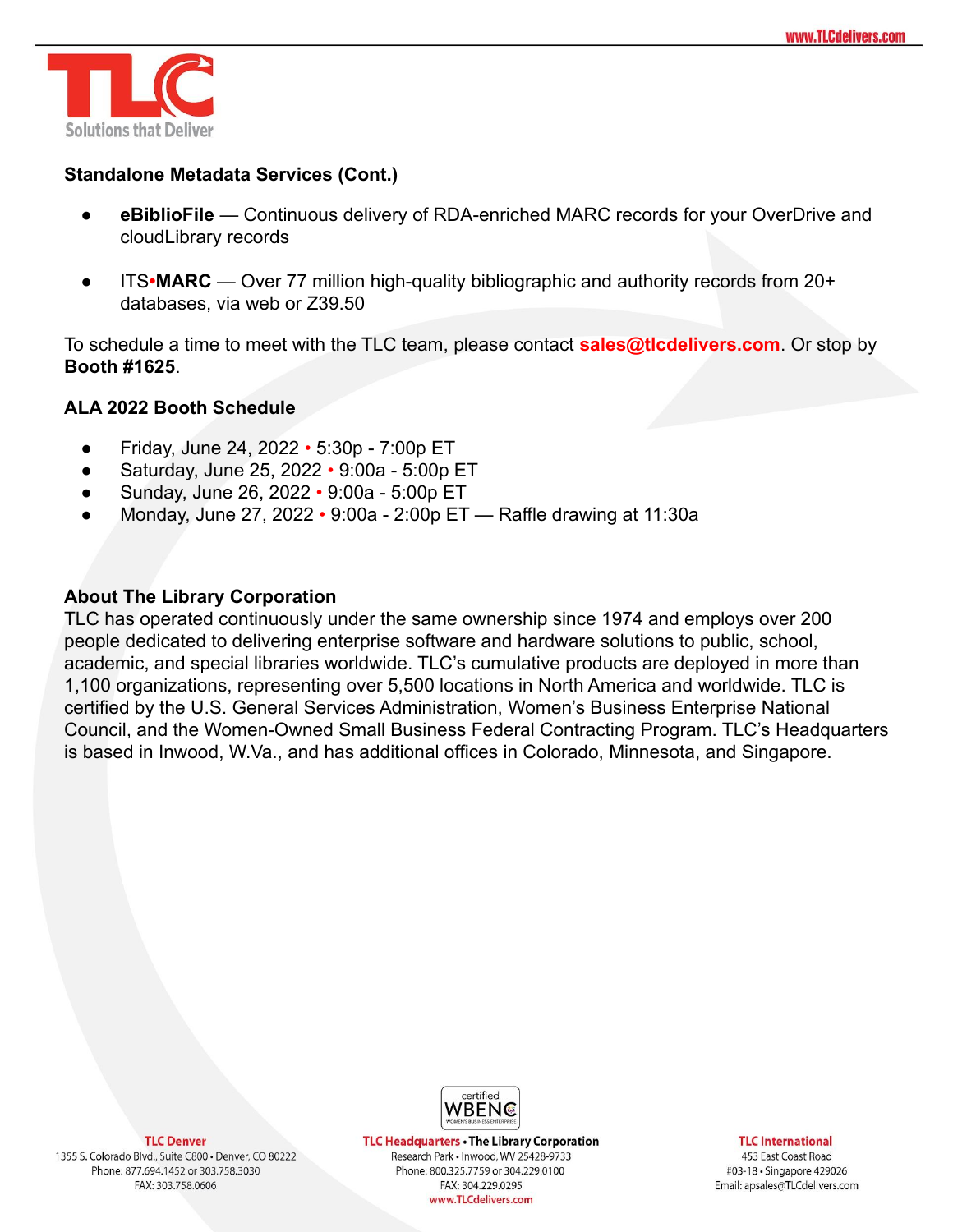## Standalone Metadata Services (Cont.)

- **eBiblioFile** — Continuous delivery of RDA-enriched MARC records for your OverDrive and cloudLibrary records
- ITS•**MARC** — Over 77 million high-quality bibliographic and authority records from 20+ databases, via web or Z39.50

To schedule a time to meet with the TLC team, please contact **sales@tlcdelivers.com**. Or stop by **Booth #1625**.

## ALA 2022 Booth Schedule

- Friday, June 24, 2022 • 5:30p - 7:00p ET
- Saturday, June 25, 2022 • 9:00a - 5:00p ET
- Sunday, June 26, 2022 • 9:00a - 5:00p ET
- Monday, June 27, 2022 • 9:00a - 2:00p ET — Raffle drawing at 11:30a

## About The Library Corporation

TLC has operated continuously under the same ownership since 1974 and employs over 200 people dedicated to delivering enterprise software and hardware solutions to public, school, academic, and special libraries worldwide. TLC's cumulative products are deployed in more than 1,100 organizations, representing over 5,500 locations in North America and worldwide. TLC is certified by the U.S. General Services Administration, Women's Business Enterprise National Council, and the Women-Owned Small Business Federal Contracting Program. TLC's Headquarters is based in Inwood, W.Va., and has additional offices in Colorado, Minnesota, and Singapore.

**TLC Denver**
1355 S. Colorado Blvd., Suite C800 • Denver, CO 80222
Phone: 877.694.1452 or 303.758.3030
FAX: 303.758.0606

**TLC Headquarters • The Library Corporation**
Research Park • Inwood, WV 25428-9733
Phone: 800.325.7759 or 304.229.0100
FAX: 304.229.0295
www.TLCdelivers.com

**TLC International**
453 East Coast Road
#03-18 • Singapore 429026
Email: apsales@TLCdelivers.com